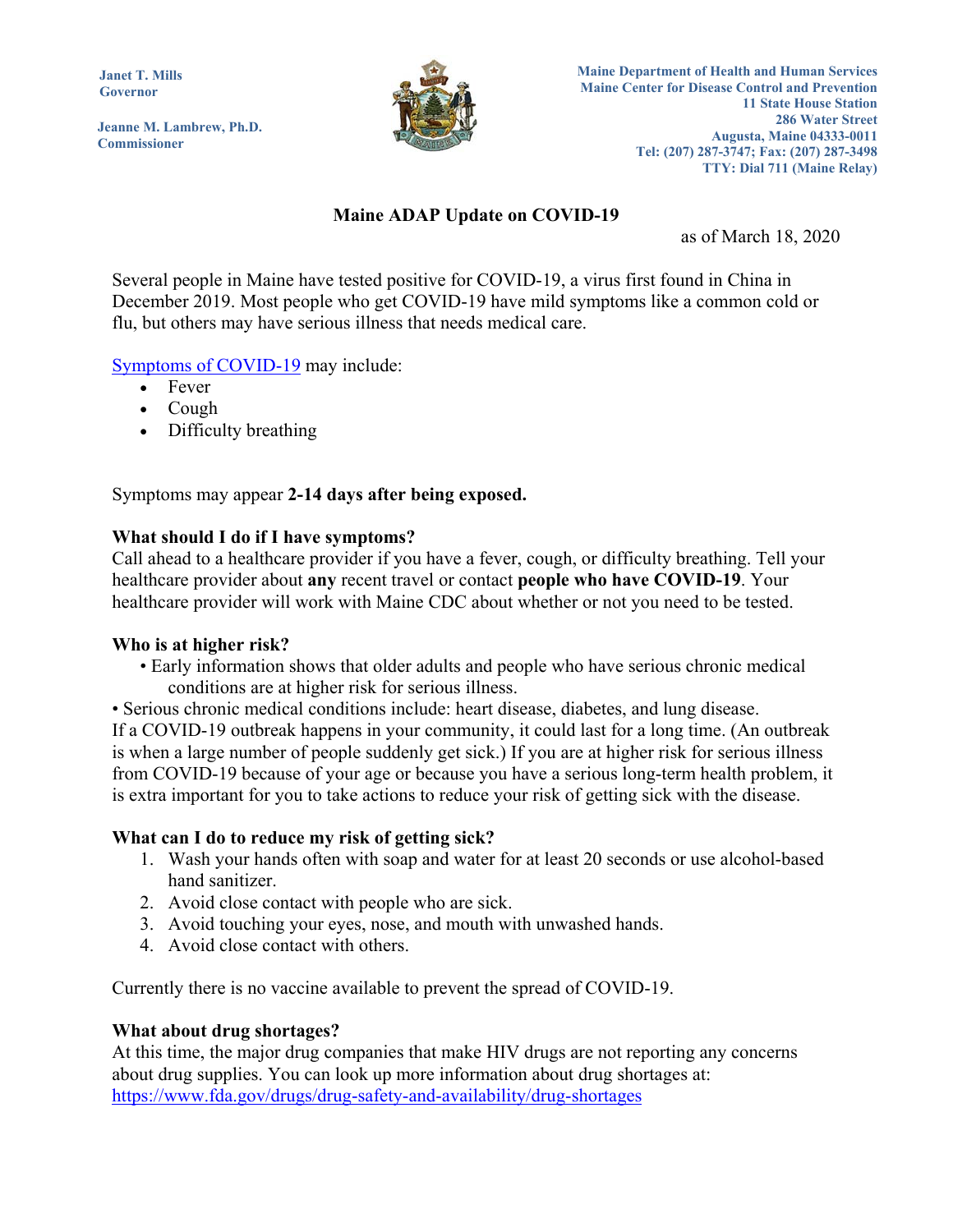Janet T. Mills
Governor

Jeanne M. Lambrew, Ph.D.
Commissioner

Maine Department of Health and Human Services
Maine Center for Disease Control and Prevention
11 State House Station
286 Water Street
Augusta, Maine 04333-0011
Tel: (207) 287-3747; Fax: (207) 287-3498
TTY: Dial 711 (Maine Relay)

# Maine ADAP Update on COVID-19

as of March 18, 2020

Several people in Maine have tested positive for COVID-19, a virus first found in China in December 2019. Most people who get COVID-19 have mild symptoms like a common cold or flu, but others may have serious illness that needs medical care.

Symptoms of COVID-19 may include:

- Fever
- Cough
- Difficulty breathing

Symptoms may appear **2-14 days after being exposed.**

**What should I do if I have symptoms?**
Call ahead to a healthcare provider if you have a fever, cough, or difficulty breathing. Tell your healthcare provider about **any** recent travel or contact **people who have COVID-19**. Your healthcare provider will work with Maine CDC about whether or not you need to be tested.

**Who is at higher risk?**

- Early information shows that older adults and people who have serious chronic medical conditions are at higher risk for serious illness.
- Serious chronic medical conditions include: heart disease, diabetes, and lung disease.

If a COVID-19 outbreak happens in your community, it could last for a long time. (An outbreak is when a large number of people suddenly get sick.) If you are at higher risk for serious illness from COVID-19 because of your age or because you have a serious long-term health problem, it is extra important for you to take actions to reduce your risk of getting sick with the disease.

**What can I do to reduce my risk of getting sick?**

1. Wash your hands often with soap and water for at least 20 seconds or use alcohol-based hand sanitizer.
2. Avoid close contact with people who are sick.
3. Avoid touching your eyes, nose, and mouth with unwashed hands.
4. Avoid close contact with others.

Currently there is no vaccine available to prevent the spread of COVID-19.

**What about drug shortages?**
At this time, the major drug companies that make HIV drugs are not reporting any concerns about drug supplies. You can look up more information about drug shortages at: https://www.fda.gov/drugs/drug-safety-and-availability/drug-shortages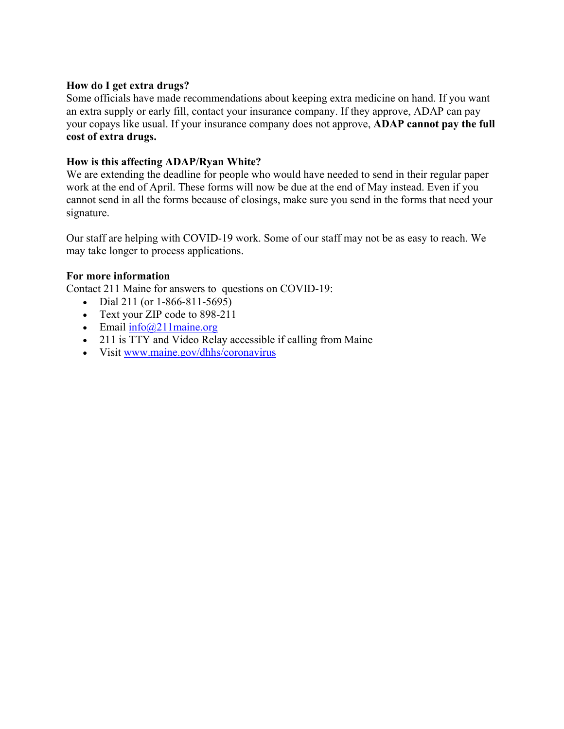### How do I get extra drugs?

Some officials have made recommendations about keeping extra medicine on hand. If you want an extra supply or early fill, contact your insurance company. If they approve, ADAP can pay your copays like usual. If your insurance company does not approve, **ADAP cannot pay the full cost of extra drugs.**

### How is this affecting ADAP/Ryan White?

We are extending the deadline for people who would have needed to send in their regular paper work at the end of April. These forms will now be due at the end of May instead. Even if you cannot send in all the forms because of closings, make sure you send in the forms that need your signature.

Our staff are helping with COVID-19 work. Some of our staff may not be as easy to reach. We may take longer to process applications.

### For more information

Contact 211 Maine for answers to questions on COVID-19:

- Dial 211 (or 1-866-811-5695)
- Text your ZIP code to 898-211
- Email info@211maine.org
- 211 is TTY and Video Relay accessible if calling from Maine
- Visit www.maine.gov/dhhs/coronavirus